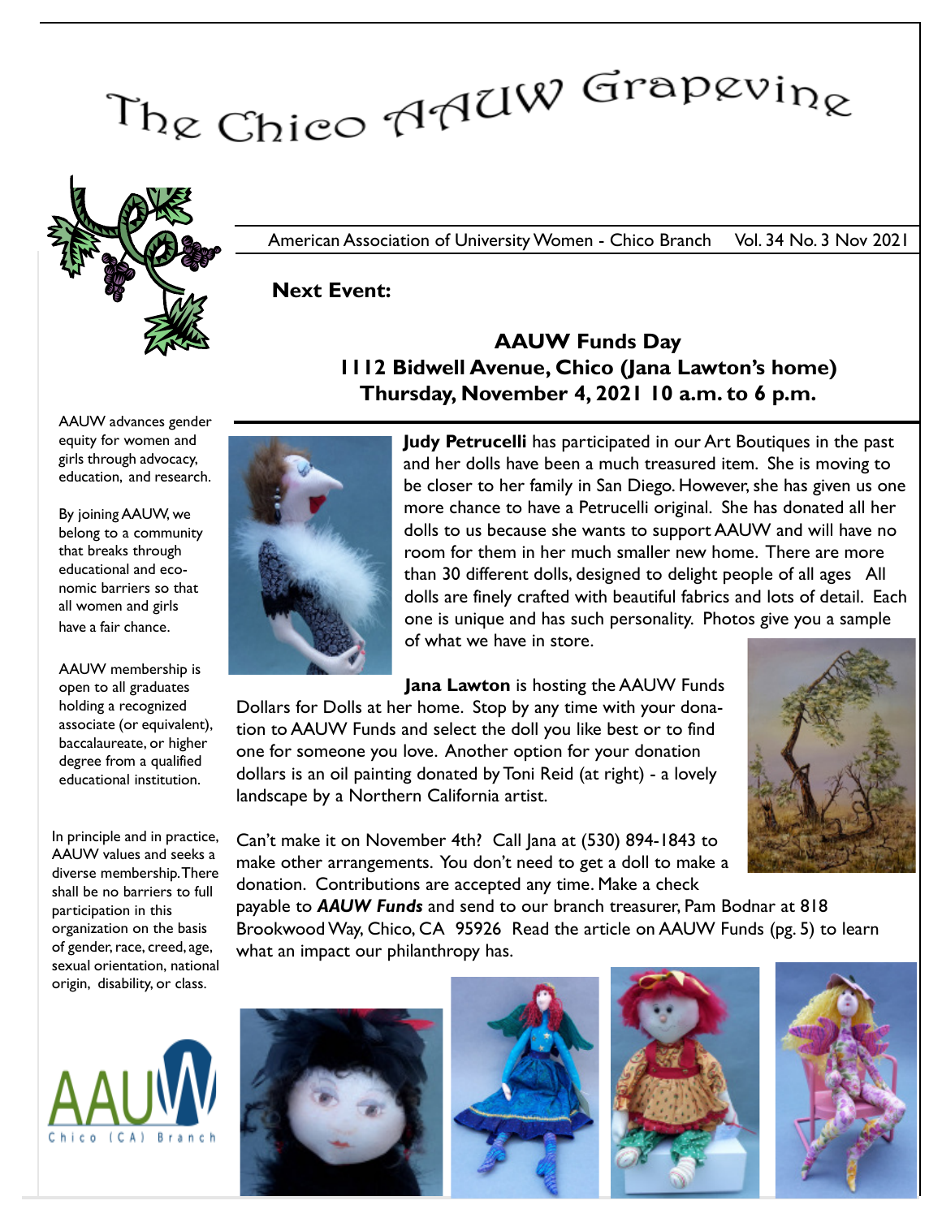# The Chico AAUW Grapevine

American Association of University Women - Chico Branch Vol. 34 No. 3 Nov 2021

AAUW advances gender equity for women and girls through advocacy, education, and research.

By joining AAUW, we belong to a community that breaks through educational and economic barriers so that all women and girls have a fair chance.

AAUW membership is open to all graduates holding a recognized associate (or equivalent), baccalaureate, or higher degree from a qualified educational institution.

In principle and in practice, AAUW values and seeks a diverse membership. There shall be no barriers to full participation in this organization on the basis of gender, race, creed, age, sexual orientation, national origin, disability, or class.

**Next Event:**

## AAUW Funds Day
## 1112 Bidwell Avenue, Chico (Jana Lawton's home)
## Thursday, November 4, 2021 10 a.m. to 6 p.m.

**Judy Petrucelli** has participated in our Art Boutiques in the past and her dolls have been a much treasured item. She is moving to be closer to her family in San Diego. However, she has given us one more chance to have a Petrucelli original. She has donated all her dolls to us because she wants to support AAUW and will have no room for them in her much smaller new home. There are more than 30 different dolls, designed to delight people of all ages All dolls are finely crafted with beautiful fabrics and lots of detail. Each one is unique and has such personality. Photos give you a sample of what we have in store.

**Jana Lawton** is hosting the AAUW Funds Dollars for Dolls at her home. Stop by any time with your donation to AAUW Funds and select the doll you like best or to find one for someone you love. Another option for your donation dollars is an oil painting donated by Toni Reid (at right) - a lovely landscape by a Northern California artist.

Can't make it on November 4th? Call Jana at (530) 894-1843 to make other arrangements. You don't need to get a doll to make a donation. Contributions are accepted any time. Make a check payable to ***AAUW Funds*** and send to our branch treasurer, Pam Bodnar at 818 Brookwood Way, Chico, CA 95926 Read the article on AAUW Funds (pg. 5) to learn what an impact our philanthropy has.

AAUW Chico (CA) Branch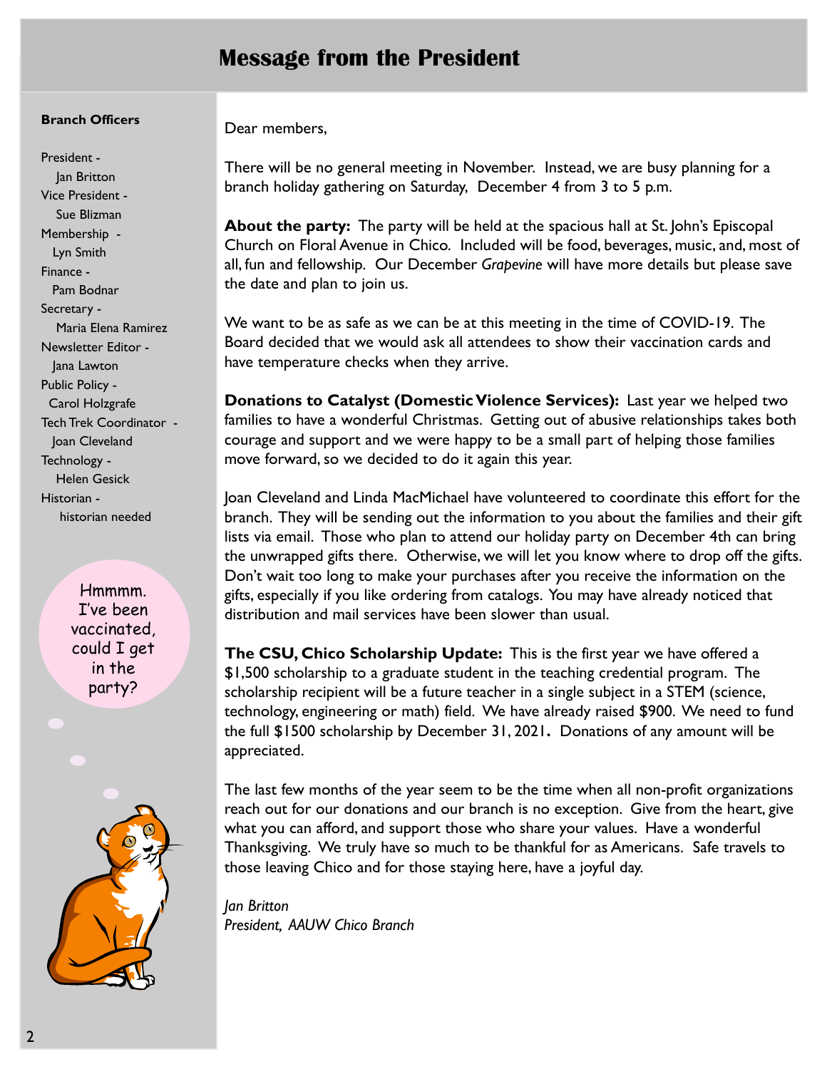# Message from the President

**Branch Officers**

President -
Jan Britton
Vice President -
Sue Blizman
Membership -
Lyn Smith
Finance -
Pam Bodnar
Secretary -
Maria Elena Ramirez
Newsletter Editor -
Jana Lawton
Public Policy -
Carol Holzgrafe
Tech Trek Coordinator -
Joan Cleveland
Technology -
Helen Gesick
Historian -
historian needed

Hmmmm. I've been vaccinated, could I get in the party?

Dear members,

There will be no general meeting in November. Instead, we are busy planning for a branch holiday gathering on Saturday, December 4 from 3 to 5 p.m.

**About the party:** The party will be held at the spacious hall at St. John's Episcopal Church on Floral Avenue in Chico. Included will be food, beverages, music, and, most of all, fun and fellowship. Our December *Grapevine* will have more details but please save the date and plan to join us.

We want to be as safe as we can be at this meeting in the time of COVID-19. The Board decided that we would ask all attendees to show their vaccination cards and have temperature checks when they arrive.

**Donations to Catalyst (Domestic Violence Services):** Last year we helped two families to have a wonderful Christmas. Getting out of abusive relationships takes both courage and support and we were happy to be a small part of helping those families move forward, so we decided to do it again this year.

Joan Cleveland and Linda MacMichael have volunteered to coordinate this effort for the branch. They will be sending out the information to you about the families and their gift lists via email. Those who plan to attend our holiday party on December 4th can bring the unwrapped gifts there. Otherwise, we will let you know where to drop off the gifts. Don't wait too long to make your purchases after you receive the information on the gifts, especially if you like ordering from catalogs. You may have already noticed that distribution and mail services have been slower than usual.

**The CSU, Chico Scholarship Update:** This is the first year we have offered a $1,500 scholarship to a graduate student in the teaching credential program. The scholarship recipient will be a future teacher in a single subject in a STEM (science, technology, engineering or math) field. We have already raised $900. We need to fund the full $1500 scholarship by December 31, 2021**.** Donations of any amount will be appreciated.

The last few months of the year seem to be the time when all non-profit organizations reach out for our donations and our branch is no exception. Give from the heart, give what you can afford, and support those who share your values. Have a wonderful Thanksgiving. We truly have so much to be thankful for as Americans. Safe travels to those leaving Chico and for those staying here, have a joyful day.

*Jan Britton*
*President, AAUW Chico Branch*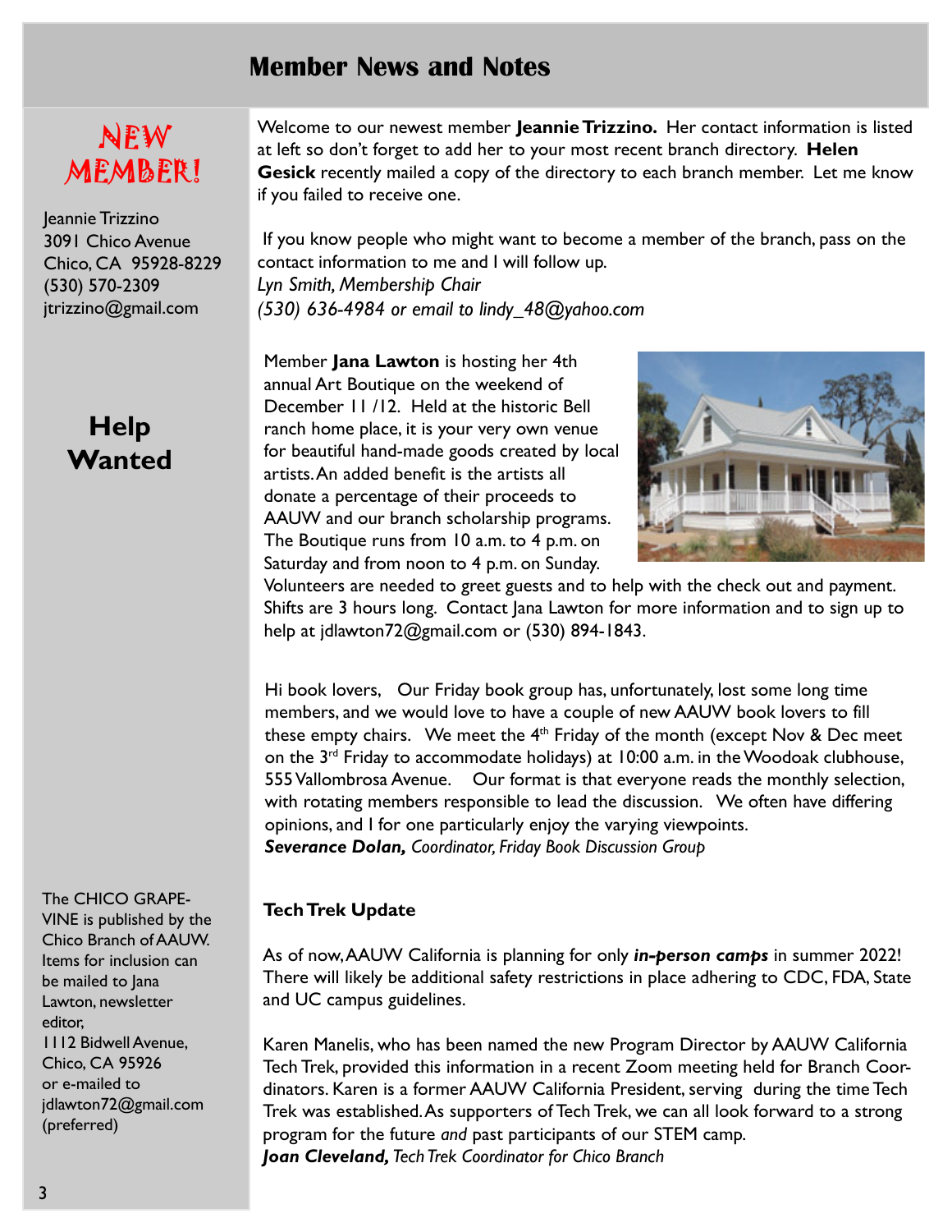# Member News and Notes

## NEW MEMBER!

Jeannie Trizzino
3091 Chico Avenue
Chico, CA 95928-8229
(530) 570-2309
jtrizzino@gmail.com

Welcome to our newest member **Jeannie Trizzino.** Her contact information is listed at left so don't forget to add her to your most recent branch directory. **Helen Gesick** recently mailed a copy of the directory to each branch member. Let me know if you failed to receive one.

If you know people who might want to become a member of the branch, pass on the contact information to me and I will follow up.
*Lyn Smith, Membership Chair*
*(530) 636-4984 or email to lindy_48@yahoo.com*

## Help Wanted

Member **Jana Lawton** is hosting her 4th annual Art Boutique on the weekend of December 11 /12. Held at the historic Bell ranch home place, it is your very own venue for beautiful hand-made goods created by local artists. An added benefit is the artists all donate a percentage of their proceeds to AAUW and our branch scholarship programs. The Boutique runs from 10 a.m. to 4 p.m. on Saturday and from noon to 4 p.m. on Sunday. Volunteers are needed to greet guests and to help with the check out and payment. Shifts are 3 hours long. Contact Jana Lawton for more information and to sign up to help at jdlawton72@gmail.com or (530) 894-1843.

Hi book lovers, Our Friday book group has, unfortunately, lost some long time members, and we would love to have a couple of new AAUW book lovers to fill these empty chairs. We meet the 4th Friday of the month (except Nov & Dec meet on the 3rd Friday to accommodate holidays) at 10:00 a.m. in the Woodoak clubhouse, 555 Vallombrosa Avenue. Our format is that everyone reads the monthly selection, with rotating members responsible to lead the discussion. We often have differing opinions, and I for one particularly enjoy the varying viewpoints.
***Severance Dolan,*** *Coordinator, Friday Book Discussion Group*

### Tech Trek Update

As of now, AAUW California is planning for only ***in-person camps*** in summer 2022! There will likely be additional safety restrictions in place adhering to CDC, FDA, State and UC campus guidelines.

Karen Manelis, who has been named the new Program Director by AAUW California Tech Trek, provided this information in a recent Zoom meeting held for Branch Coordinators. Karen is a former AAUW California President, serving during the time Tech Trek was established. As supporters of Tech Trek, we can all look forward to a strong program for the future *and* past participants of our STEM camp.
***Joan Cleveland,*** *Tech Trek Coordinator for Chico Branch*

The CHICO GRAPEVINE is published by the Chico Branch of AAUW. Items for inclusion can be mailed to Jana Lawton, newsletter editor, 1112 Bidwell Avenue, Chico, CA 95926 or e-mailed to jdlawton72@gmail.com (preferred)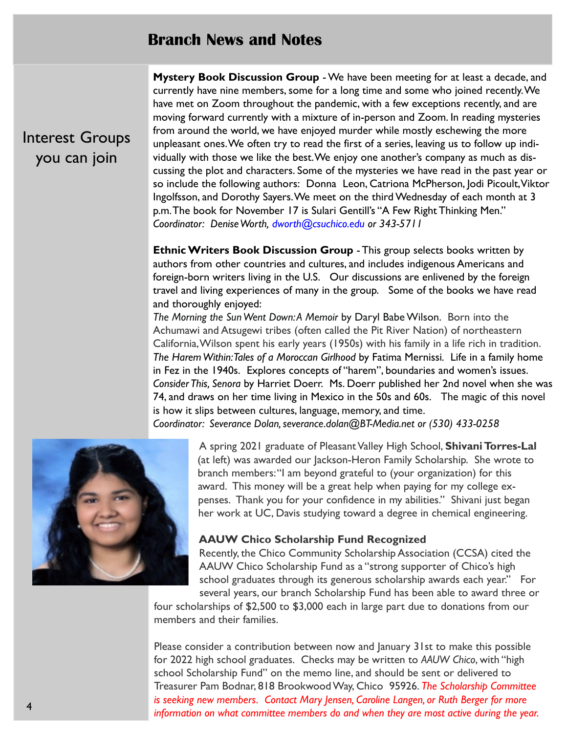## Branch News and Notes

### Interest Groups you can join

**Mystery Book Discussion Group** - We have been meeting for at least a decade, and currently have nine members, some for a long time and some who joined recently. We have met on Zoom throughout the pandemic, with a few exceptions recently, and are moving forward currently with a mixture of in-person and Zoom. In reading mysteries from around the world, we have enjoyed murder while mostly eschewing the more unpleasant ones. We often try to read the first of a series, leaving us to follow up individually with those we like the best. We enjoy one another's company as much as discussing the plot and characters. Some of the mysteries we have read in the past year or so include the following authors: Donna Leon, Catriona McPherson, Jodi Picoult, Viktor Ingolfsson, and Dorothy Sayers. We meet on the third Wednesday of each month at 3 p.m. The book for November 17 is Sulari Gentill's "A Few Right Thinking Men."
*Coordinator: Denise Worth, dworth@csuchico.edu or 343-5711*

**Ethnic Writers Book Discussion Group** - This group selects books written by authors from other countries and cultures, and includes indigenous Americans and foreign-born writers living in the U.S. Our discussions are enlivened by the foreign travel and living experiences of many in the group. Some of the books we have read and thoroughly enjoyed:

*The Morning the Sun Went Down: A Memoir* by Daryl Babe Wilson. Born into the Achumawi and Atsugewi tribes (often called the Pit River Nation) of northeastern California, Wilson spent his early years (1950s) with his family in a life rich in tradition.

*The Harem Within: Tales of a Moroccan Girlhood* by Fatima Mernissi. Life in a family home in Fez in the 1940s. Explores concepts of "harem", boundaries and women's issues.

*Consider This, Senora* by Harriet Doerr. Ms. Doerr published her 2nd novel when she was 74, and draws on her time living in Mexico in the 50s and 60s. The magic of this novel is how it slips between cultures, language, memory, and time.

*Coordinator: Severance Dolan, severance.dolan@BT-Media.net or (530) 433-0258*

A spring 2021 graduate of Pleasant Valley High School, **Shivani Torres-Lal** (at left) was awarded our Jackson-Heron Family Scholarship. She wrote to branch members: "I am beyond grateful to (your organization) for this award. This money will be a great help when paying for my college expenses. Thank you for your confidence in my abilities." Shivani just began her work at UC, Davis studying toward a degree in chemical engineering.

**AAUW Chico Scholarship Fund Recognized**

Recently, the Chico Community Scholarship Association (CCSA) cited the AAUW Chico Scholarship Fund as a "strong supporter of Chico's high school graduates through its generous scholarship awards each year." For several years, our branch Scholarship Fund has been able to award three or four scholarships of $2,500 to $3,000 each in large part due to donations from our members and their families.

Please consider a contribution between now and January 31st to make this possible for 2022 high school graduates. Checks may be written to *AAUW Chico*, with "high school Scholarship Fund" on the memo line, and should be sent or delivered to Treasurer Pam Bodnar, 818 Brookwood Way, Chico 95926. *The Scholarship Committee is seeking new members. Contact Mary Jensen, Caroline Langen, or Ruth Berger for more information on what committee members do and when they are most active during the year.*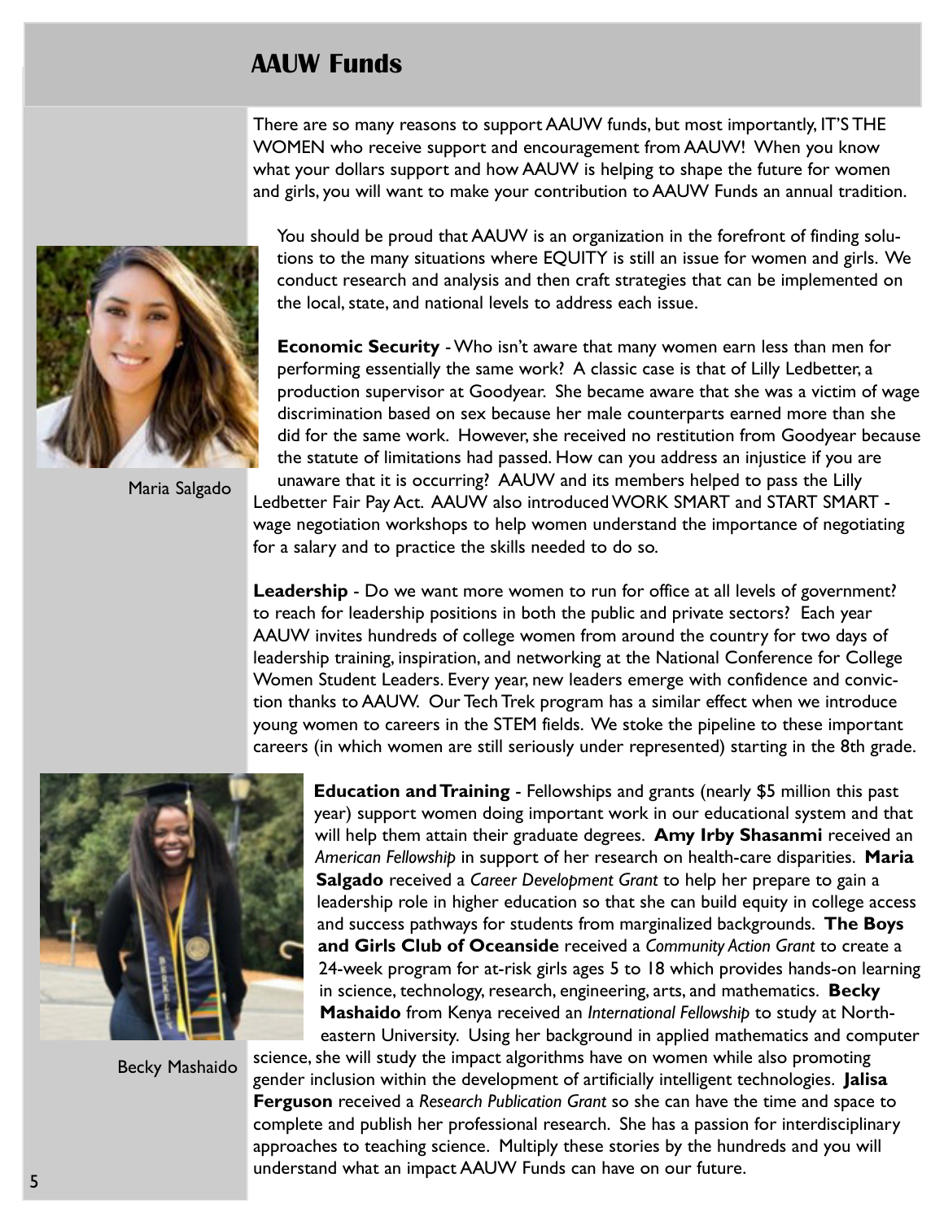# AAUW Funds

There are so many reasons to support AAUW funds, but most importantly, IT'S THE WOMEN who receive support and encouragement from AAUW! When you know what your dollars support and how AAUW is helping to shape the future for women and girls, you will want to make your contribution to AAUW Funds an annual tradition.

You should be proud that AAUW is an organization in the forefront of finding solutions to the many situations where EQUITY is still an issue for women and girls. We conduct research and analysis and then craft strategies that can be implemented on the local, state, and national levels to address each issue.

Maria Salgado

**Economic Security** - Who isn't aware that many women earn less than men for performing essentially the same work? A classic case is that of Lilly Ledbetter, a production supervisor at Goodyear. She became aware that she was a victim of wage discrimination based on sex because her male counterparts earned more than she did for the same work. However, she received no restitution from Goodyear because the statute of limitations had passed. How can you address an injustice if you are unaware that it is occurring? AAUW and its members helped to pass the Lilly Ledbetter Fair Pay Act. AAUW also introduced WORK SMART and START SMART - wage negotiation workshops to help women understand the importance of negotiating for a salary and to practice the skills needed to do so.

**Leadership** - Do we want more women to run for office at all levels of government? to reach for leadership positions in both the public and private sectors? Each year AAUW invites hundreds of college women from around the country for two days of leadership training, inspiration, and networking at the National Conference for College Women Student Leaders. Every year, new leaders emerge with confidence and conviction thanks to AAUW. Our Tech Trek program has a similar effect when we introduce young women to careers in the STEM fields. We stoke the pipeline to these important careers (in which women are still seriously under represented) starting in the 8th grade.

Becky Mashaido

**Education and Training** - Fellowships and grants (nearly $5 million this past year) support women doing important work in our educational system and that will help them attain their graduate degrees. **Amy Irby Shasanmi** received an *American Fellowship* in support of her research on health-care disparities. **Maria Salgado** received a *Career Development Grant* to help her prepare to gain a leadership role in higher education so that she can build equity in college access and success pathways for students from marginalized backgrounds. **The Boys and Girls Club of Oceanside** received a *Community Action Grant* to create a 24-week program for at-risk girls ages 5 to 18 which provides hands-on learning in science, technology, research, engineering, arts, and mathematics. **Becky Mashaido** from Kenya received an *International Fellowship* to study at Northeastern University. Using her background in applied mathematics and computer science, she will study the impact algorithms have on women while also promoting gender inclusion within the development of artificially intelligent technologies. **Jalisa Ferguson** received a *Research Publication Grant* so she can have the time and space to complete and publish her professional research. She has a passion for interdisciplinary approaches to teaching science. Multiply these stories by the hundreds and you will understand what an impact AAUW Funds can have on our future.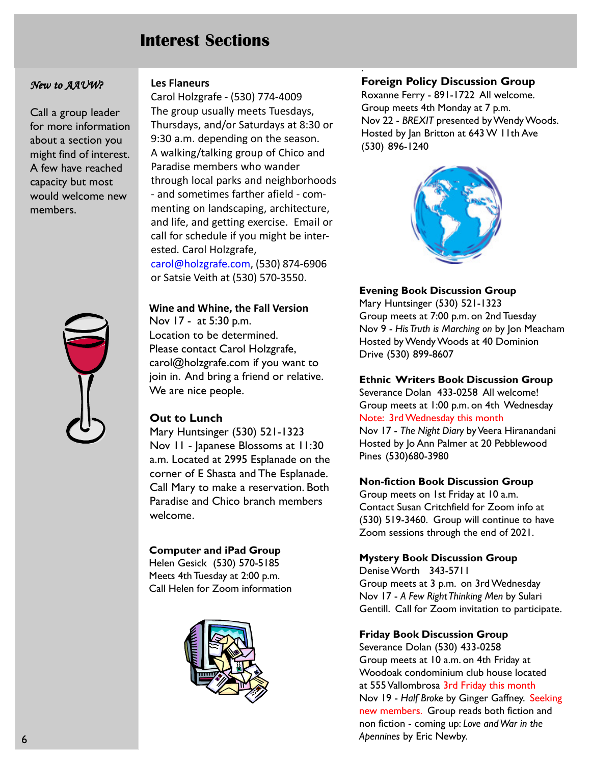# Interest Sections

*New to AAUW?*

Call a group leader for more information about a section you might find of interest. A few have reached capacity but most would welcome new members.

**Les Flaneurs**
Carol Holzgrafe - (530) 774-4009
The group usually meets Tuesdays, Thursdays, and/or Saturdays at 8:30 or 9:30 a.m. depending on the season. A walking/talking group of Chico and Paradise members who wander through local parks and neighborhoods - and sometimes farther afield - commenting on landscaping, architecture, and life, and getting exercise. Email or call for schedule if you might be interested. Carol Holzgrafe, carol@holzgrafe.com, (530) 874-6906 or Satsie Veith at (530) 570-3550.

**Wine and Whine, the Fall Version**
Nov 17 - at 5:30 p.m.
Location to be determined.
Please contact Carol Holzgrafe, carol@holzgrafe.com if you want to join in. And bring a friend or relative. We are nice people.

**Out to Lunch**
Mary Huntsinger (530) 521-1323
Nov 11 - Japanese Blossoms at 11:30 a.m. Located at 2995 Esplanade on the corner of E Shasta and The Esplanade. Call Mary to make a reservation. Both Paradise and Chico branch members welcome.

**Computer and iPad Group**
Helen Gesick (530) 570-5185
Meets 4th Tuesday at 2:00 p.m.
Call Helen for Zoom information

**Foreign Policy Discussion Group**
Roxanne Ferry - 891-1722 All welcome.
Group meets 4th Monday at 7 p.m.
Nov 22 - *BREXIT* presented by Wendy Woods.
Hosted by Jan Britton at 643 W 11th Ave
(530) 896-1240

**Evening Book Discussion Group**
Mary Huntsinger (530) 521-1323
Group meets at 7:00 p.m. on 2nd Tuesday
Nov 9 - *His Truth is Marching on* by Jon Meacham
Hosted by Wendy Woods at 40 Dominion Drive (530) 899-8607

**Ethnic Writers Book Discussion Group**
Severance Dolan 433-0258 All welcome!
Group meets at 1:00 p.m. on 4th Wednesday
Note: 3rd Wednesday this month
Nov 17 - *The Night Diary* by Veera Hiranandani
Hosted by Jo Ann Palmer at 20 Pebblewood Pines (530)680-3980

**Non-fiction Book Discussion Group**
Group meets on 1st Friday at 10 a.m.
Contact Susan Critchfield for Zoom info at (530) 519-3460. Group will continue to have Zoom sessions through the end of 2021.

**Mystery Book Discussion Group**
Denise Worth 343-5711
Group meets at 3 p.m. on 3rd Wednesday
Nov 17 - *A Few Right Thinking Men* by Sulari Gentill. Call for Zoom invitation to participate.

**Friday Book Discussion Group**
Severance Dolan (530) 433-0258
Group meets at 10 a.m. on 4th Friday at Woodoak condominium club house located at 555 Vallombrosa 3rd Friday this month
Nov 19 - *Half Broke* by Ginger Gaffney. Seeking new members. Group reads both fiction and non fiction - coming up: *Love and War in the Apennines* by Eric Newby.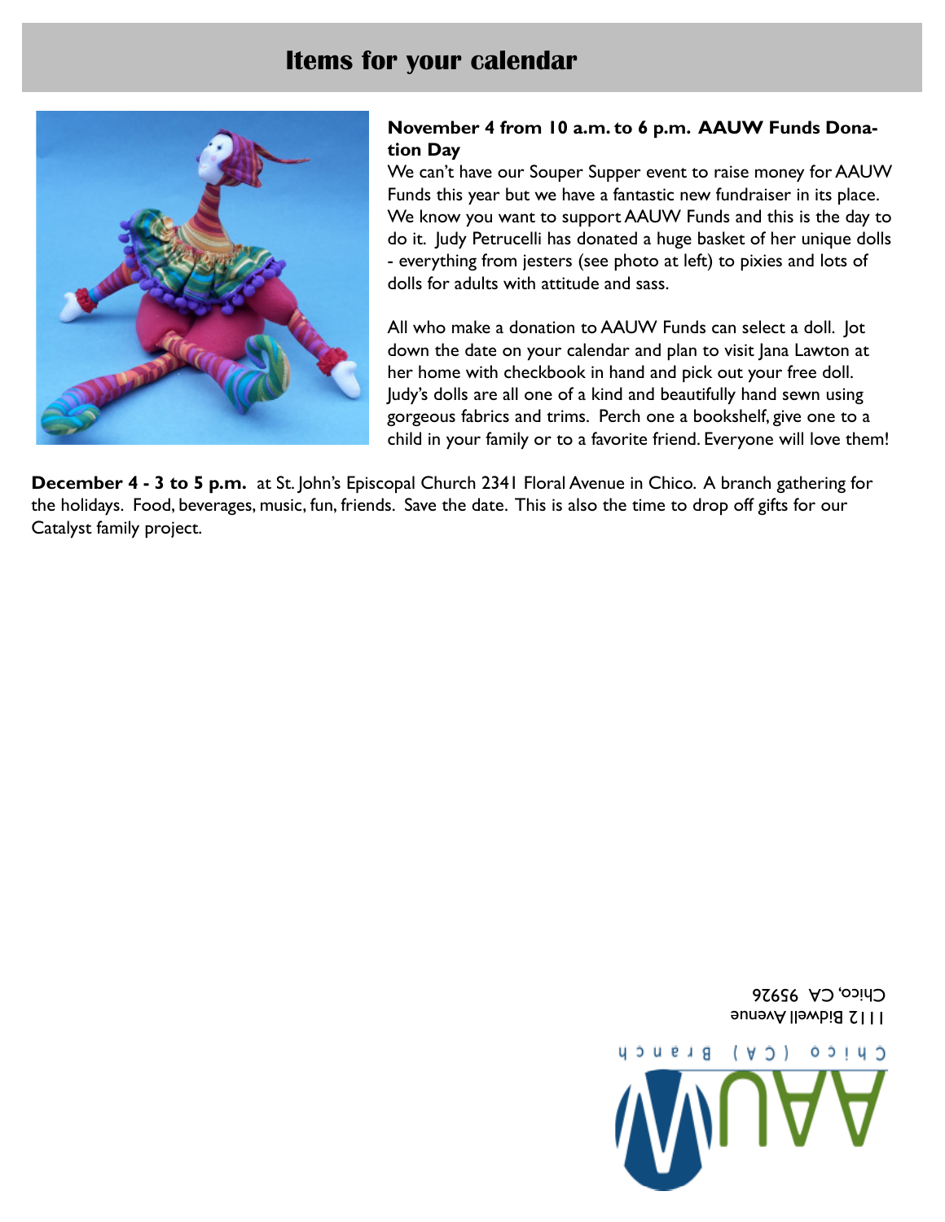# Items for your calendar

**November 4 from 10 a.m. to 6 p.m. AAUW Funds Donation Day**

We can't have our Souper Supper event to raise money for AAUW Funds this year but we have a fantastic new fundraiser in its place. We know you want to support AAUW Funds and this is the day to do it. Judy Petrucelli has donated a huge basket of her unique dolls - everything from jesters (see photo at left) to pixies and lots of dolls for adults with attitude and sass.

All who make a donation to AAUW Funds can select a doll. Jot down the date on your calendar and plan to visit Jana Lawton at her home with checkbook in hand and pick out your free doll. Judy's dolls are all one of a kind and beautifully hand sewn using gorgeous fabrics and trims. Perch one a bookshelf, give one to a child in your family or to a favorite friend. Everyone will love them!

**December 4 - 3 to 5 p.m.** at St. John's Episcopal Church 2341 Floral Avenue in Chico. A branch gathering for the holidays. Food, beverages, music, fun, friends. Save the date. This is also the time to drop off gifts for our Catalyst family project.

AAUW
Chico (CA) Branch
1112 Bidwell Avenue
Chico, CA 95926